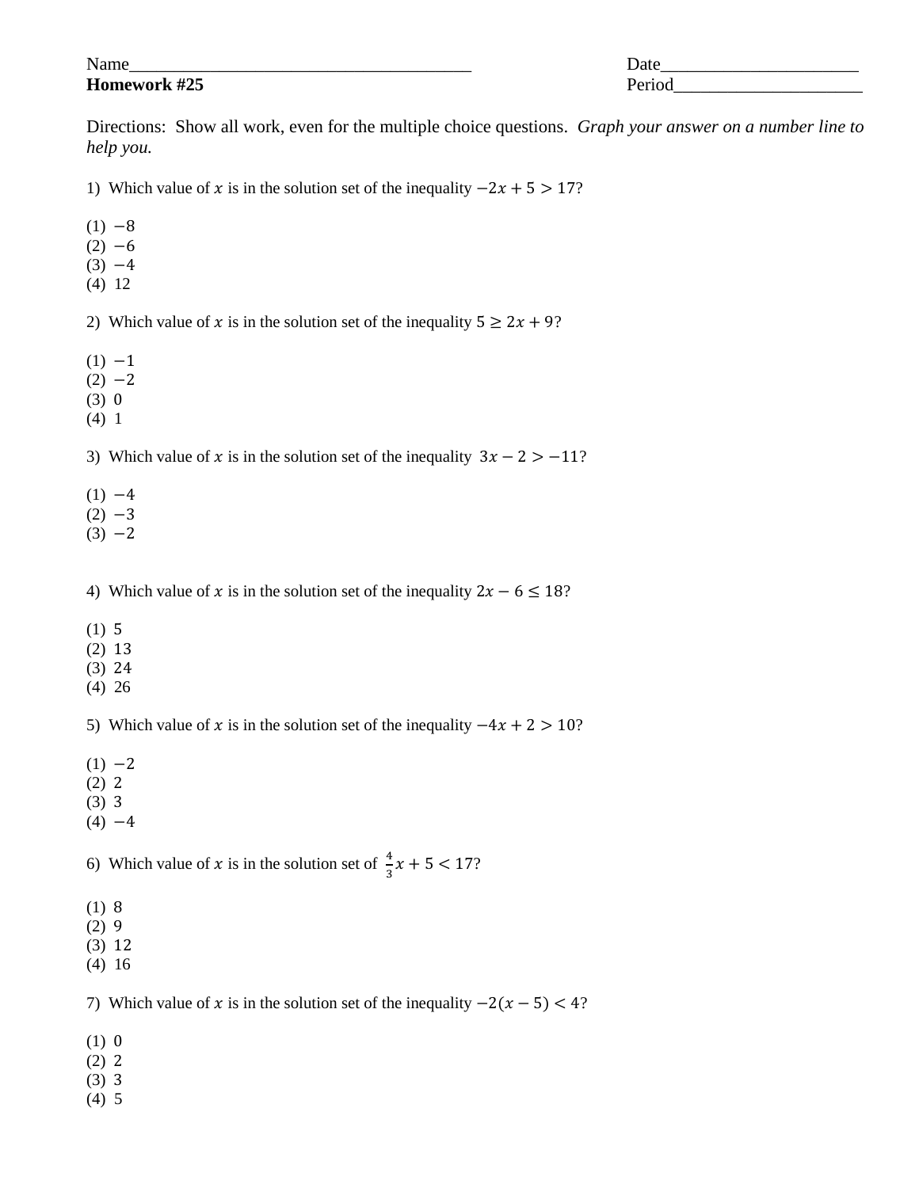Name_______________________________________ Date______________________

**Homework #25** Period_____________________

Directions: Show all work, even for the multiple choice questions. *Graph your answer on a number line to help you.*

1) Which value of $x$ is in the solution set of the inequality $-2x + 5 > 17$?

(1) $-8$
(2) $-6$
(3) $-4$
(4) 12

2) Which value of $x$ is in the solution set of the inequality $5 \geq 2x + 9$?

(1) $-1$
(2) $-2$
(3) 0
(4) 1

3) Which value of $x$ is in the solution set of the inequality $3x - 2 > -11$?

(1) $-4$
(2) $-3$
(3) $-2$

4) Which value of $x$ is in the solution set of the inequality $2x - 6 \leq 18$?

(1) 5
(2) 13
(3) 24
(4) 26

5) Which value of $x$ is in the solution set of the inequality $-4x + 2 > 10$?

(1) $-2$
(2) 2
(3) 3
(4) $-4$

6) Which value of $x$ is in the solution set of $\frac{4}{3}x + 5 < 17$?

(1) 8
(2) 9
(3) 12
(4) 16

7) Which value of $x$ is in the solution set of the inequality $-2(x - 5) < 4$?

(1) 0
(2) 2
(3) 3
(4) 5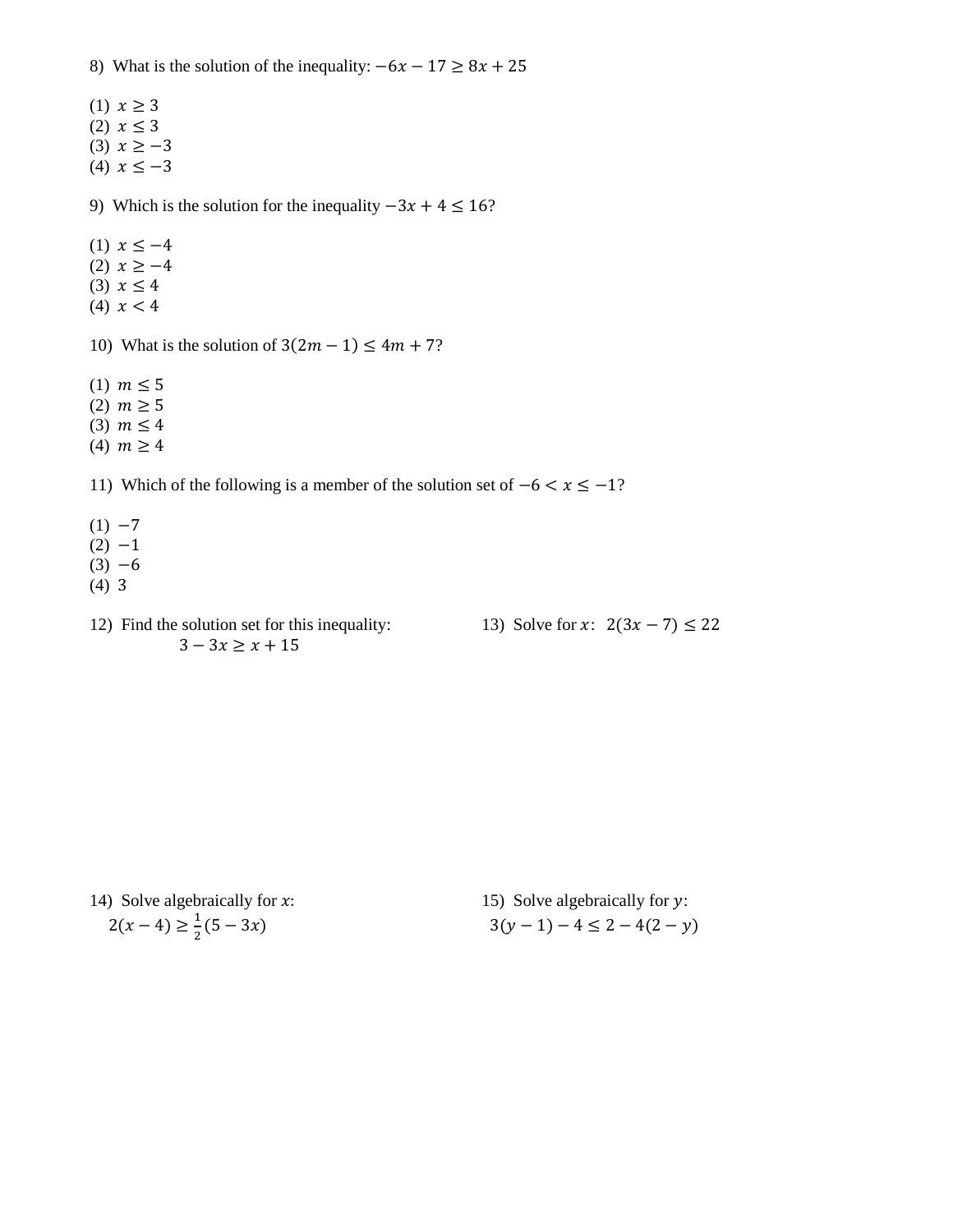8) What is the solution of the inequality: $-6x - 17 \geq 8x + 25$

(1) $x \geq 3$
(2) $x \leq 3$
(3) $x \geq -3$
(4) $x \leq -3$

9) Which is the solution for the inequality $-3x + 4 \leq 16$?

(1) $x \leq -4$
(2) $x \geq -4$
(3) $x \leq 4$
(4) $x < 4$

10) What is the solution of $3(2m - 1) \leq 4m + 7$?

(1) $m \leq 5$
(2) $m \geq 5$
(3) $m \leq 4$
(4) $m \geq 4$

11) Which of the following is a member of the solution set of $-6 < x \leq -1$?

(1) $-7$
(2) $-1$
(3) $-6$
(4) $3$

12) Find the solution set for this inequality:

$$3 - 3x \geq x + 15$$

13) Solve for $x$: $2(3x - 7) \leq 22$

14) Solve algebraically for $x$:

$$2(x - 4) \geq \frac{1}{2}(5 - 3x)$$

15) Solve algebraically for $y$:

$$3(y - 1) - 4 \leq 2 - 4(2 - y)$$